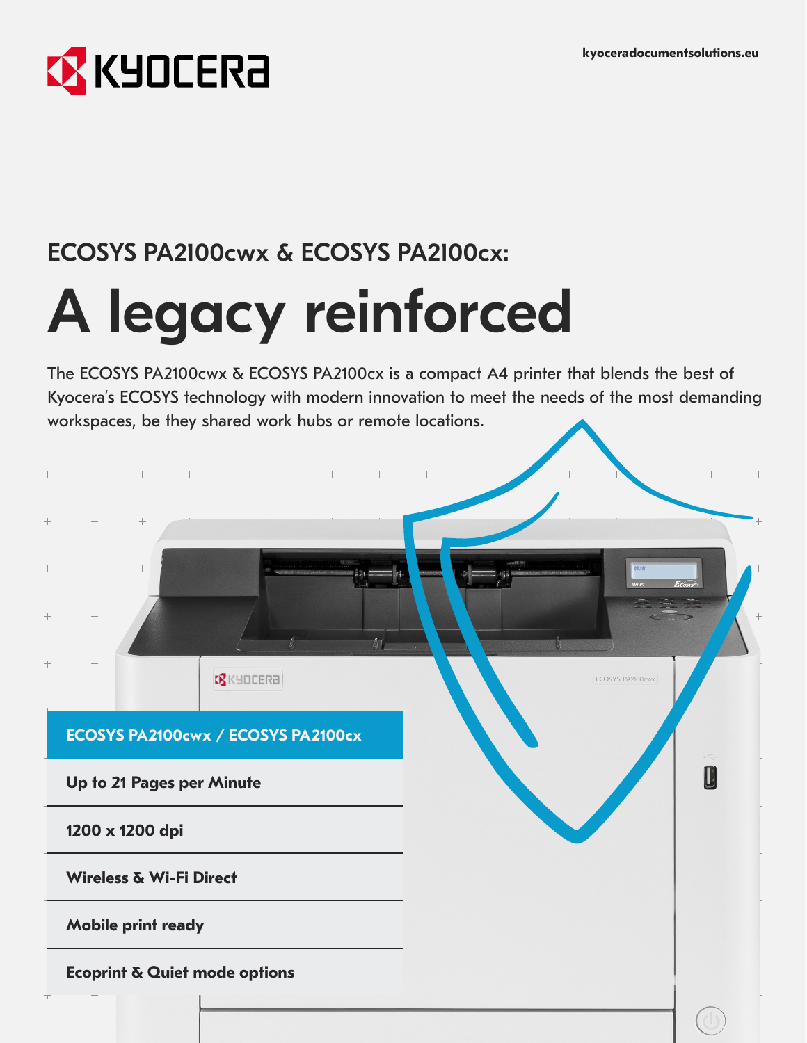KYOCERA

kyoceradocumentsolutions.eu

## ECOSYS PA2100cwx & ECOSYS PA2100cx:

# A legacy reinforced

The ECOSYS PA2100cwx & ECOSYS PA2100cx is a compact A4 printer that blends the best of Kyocera's ECOSYS technology with modern innovation to meet the needs of the most demanding workspaces, be they shared work hubs or remote locations.

| ECOSYS PA2100cwx / ECOSYS PA2100cx |
|---|
| Up to 21 Pages per Minute |
| 1200 x 1200 dpi |
| Wireless & Wi-Fi Direct |
| Mobile print ready |
| Ecoprint & Quiet mode options |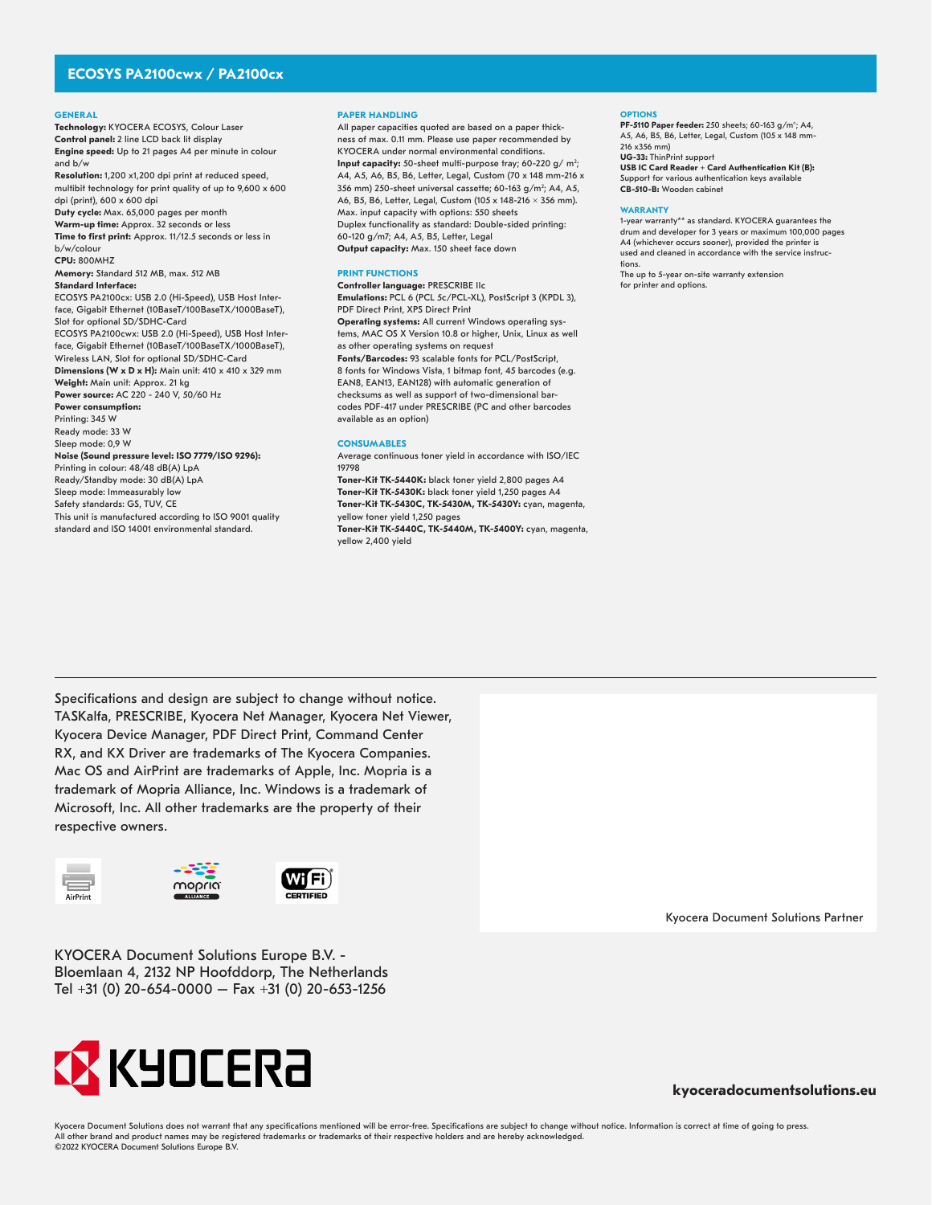## ECOSYS PA2100cwx / PA2100cx

### GENERAL

**Technology:** KYOCERA ECOSYS, Colour Laser
**Control panel:** 2 line LCD back lit display
**Engine speed:** Up to 21 pages A4 per minute in colour and b/w
**Resolution:** 1,200 x1,200 dpi print at reduced speed, multibit technology for print quality of up to 9,600 x 600 dpi (print), 600 x 600 dpi
**Duty cycle:** Max. 65,000 pages per month
**Warm-up time:** Approx. 32 seconds or less
**Time to first print:** Approx. 11/12.5 seconds or less in b/w/colour
**CPU:** 800MHZ
**Memory:** Standard 512 MB, max. 512 MB
**Standard Interface:**
ECOSYS PA2100cx: USB 2.0 (Hi-Speed), USB Host Interface, Gigabit Ethernet (10BaseT/100BaseTX/1000BaseT), Slot for optional SD/SDHC-Card
ECOSYS PA2100cwx: USB 2.0 (Hi-Speed), USB Host Interface, Gigabit Ethernet (10BaseT/100BaseTX/1000BaseT), Wireless LAN, Slot for optional SD/SDHC-Card
**Dimensions (W x D x H):** Main unit: 410 x 410 x 329 mm
**Weight:** Main unit: Approx. 21 kg
**Power source:** AC 220 - 240 V, 50/60 Hz
**Power consumption:**
Printing: 345 W
Ready mode: 33 W
Sleep mode: 0,9 W
**Noise (Sound pressure level: ISO 7779/ISO 9296):**
Printing in colour: 48/48 dB(A) LpA
Ready/Standby mode: 30 dB(A) LpA
Sleep mode: Immeasurably low
Safety standards: GS, TUV, CE
This unit is manufactured according to ISO 9001 quality standard and ISO 14001 environmental standard.

### PAPER HANDLING

All paper capacities quoted are based on a paper thickness of max. 0.11 mm. Please use paper recommended by KYOCERA under normal environmental conditions.
**Input capacity:** 50-sheet multi-purpose tray; 60-220 g/ m²; A4, A5, A6, B5, B6, Letter, Legal, Custom (70 x 148 mm-216 x 356 mm) 250-sheet universal cassette; 60-163 g/m²; A4, A5, A6, B5, B6, Letter, Legal, Custom (105 x 148-216 × 356 mm). Max. input capacity with options: 550 sheets
Duplex functionality as standard: Double-sided printing: 60-120 g/m²; A4, A5, B5, Letter, Legal
**Output capacity:** Max. 150 sheet face down

### PRINT FUNCTIONS

**Controller language:** PRESCRIBE IIc
**Emulations:** PCL 6 (PCL 5c/PCL-XL), PostScript 3 (KPDL 3), PDF Direct Print, XPS Direct Print
**Operating systems:** All current Windows operating systems, MAC OS X Version 10.8 or higher, Unix, Linux as well as other operating systems on request
**Fonts/Barcodes:** 93 scalable fonts for PCL/PostScript, 8 fonts for Windows Vista, 1 bitmap font, 45 barcodes (e.g. EAN8, EAN13, EAN128) with automatic generation of checksums as well as support of two-dimensional barcodes PDF-417 under PRESCRIBE (PC and other barcodes available as an option)

### CONSUMABLES

Average continuous toner yield in accordance with ISO/IEC 19798
**Toner-Kit TK-5440K:** black toner yield 2,800 pages A4
**Toner-Kit TK-5430K:** black toner yield 1,250 pages A4
**Toner-Kit TK-5430C, TK-5430M, TK-5430Y:** cyan, magenta, yellow toner yield 1,250 pages
**Toner-Kit TK-5440C, TK-5440M, TK-5400Y:** cyan, magenta, yellow 2,400 yield

### OPTIONS

**PF-5110 Paper feeder:** 250 sheets; 60-163 g/m²; A4, A5, A6, B5, B6, Letter, Legal, Custom (105 x 148 mm-216 x356 mm)
**UG-33:** ThinPrint support
**USB IC Card Reader** + **Card Authentication Kit (B):** Support for various authentication keys available
**CB-510-B:** Wooden cabinet

### WARRANTY

1-year warranty** as standard. KYOCERA guarantees the drum and developer for 3 years or maximum 100,000 pages A4 (whichever occurs sooner), provided the printer is used and cleaned in accordance with the service instructions.
The up to 5-year on-site warranty extension for printer and options.

---

Specifications and design are subject to change without notice. TASKalfa, PRESCRIBE, Kyocera Net Manager, Kyocera Net Viewer, Kyocera Device Manager, PDF Direct Print, Command Center RX, and KX Driver are trademarks of The Kyocera Companies. Mac OS and AirPrint are trademarks of Apple, Inc. Mopria is a trademark of Mopria Alliance, Inc. Windows is a trademark of Microsoft, Inc. All other trademarks are the property of their respective owners.

AirPrint

mopria ALLIANCE

Wi Fi CERTIFIED

Kyocera Document Solutions Partner

KYOCERA Document Solutions Europe B.V. -
Bloemlaan 4, 2132 NP Hoofddorp, The Netherlands
Tel +31 (0) 20-654-0000 — Fax +31 (0) 20-653-1256

KYOCERA

**kyoceradocumentsolutions.eu**

Kyocera Document Solutions does not warrant that any specifications mentioned will be error-free. Specifications are subject to change without notice. Information is correct at time of going to press.
All other brand and product names may be registered trademarks or trademarks of their respective holders and are hereby acknowledged.
©2022 KYOCERA Document Solutions Europe B.V.